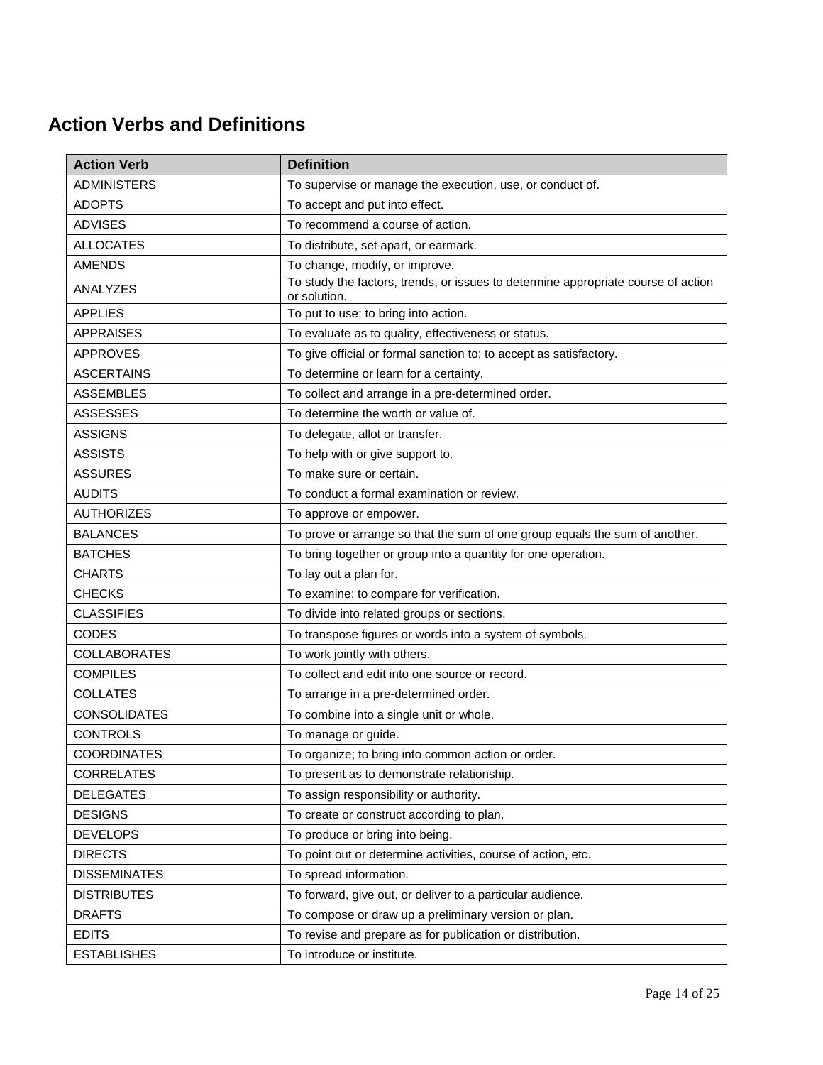## Action Verbs and Definitions

| Action Verb | Definition |
| --- | --- |
| ADMINISTERS | To supervise or manage the execution, use, or conduct of. |
| ADOPTS | To accept and put into effect. |
| ADVISES | To recommend a course of action. |
| ALLOCATES | To distribute, set apart, or earmark. |
| AMENDS | To change, modify, or improve. |
| ANALYZES | To study the factors, trends, or issues to determine appropriate course of action or solution. |
| APPLIES | To put to use; to bring into action. |
| APPRAISES | To evaluate as to quality, effectiveness or status. |
| APPROVES | To give official or formal sanction to; to accept as satisfactory. |
| ASCERTAINS | To determine or learn for a certainty. |
| ASSEMBLES | To collect and arrange in a pre-determined order. |
| ASSESSES | To determine the worth or value of. |
| ASSIGNS | To delegate, allot or transfer. |
| ASSISTS | To help with or give support to. |
| ASSURES | To make sure or certain. |
| AUDITS | To conduct a formal examination or review. |
| AUTHORIZES | To approve or empower. |
| BALANCES | To prove or arrange so that the sum of one group equals the sum of another. |
| BATCHES | To bring together or group into a quantity for one operation. |
| CHARTS | To lay out a plan for. |
| CHECKS | To examine; to compare for verification. |
| CLASSIFIES | To divide into related groups or sections. |
| CODES | To transpose figures or words into a system of symbols. |
| COLLABORATES | To work jointly with others. |
| COMPILES | To collect and edit into one source or record. |
| COLLATES | To arrange in a pre-determined order. |
| CONSOLIDATES | To combine into a single unit or whole. |
| CONTROLS | To manage or guide. |
| COORDINATES | To organize; to bring into common action or order. |
| CORRELATES | To present as to demonstrate relationship. |
| DELEGATES | To assign responsibility or authority. |
| DESIGNS | To create or construct according to plan. |
| DEVELOPS | To produce or bring into being. |
| DIRECTS | To point out or determine activities, course of action, etc. |
| DISSEMINATES | To spread information. |
| DISTRIBUTES | To forward, give out, or deliver to a particular audience. |
| DRAFTS | To compose or draw up a preliminary version or plan. |
| EDITS | To revise and prepare as for publication or distribution. |
| ESTABLISHES | To introduce or institute. |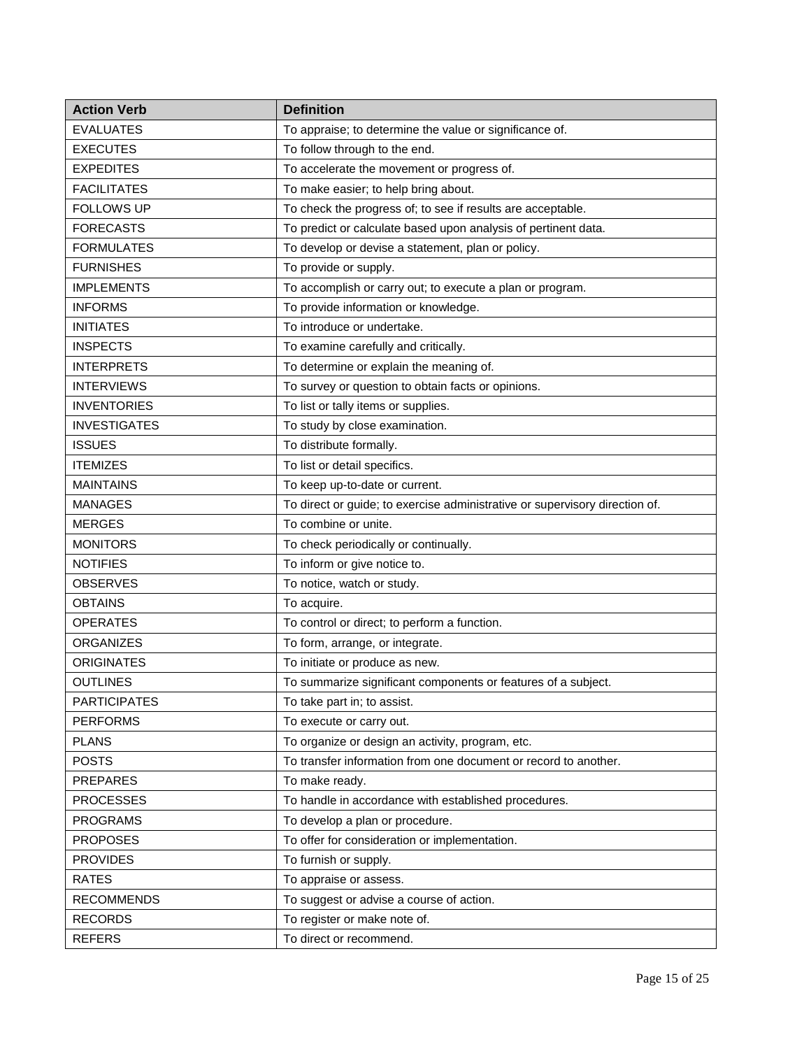| Action Verb | Definition |
| --- | --- |
| EVALUATES | To appraise; to determine the value or significance of. |
| EXECUTES | To follow through to the end. |
| EXPEDITES | To accelerate the movement or progress of. |
| FACILITATES | To make easier; to help bring about. |
| FOLLOWS UP | To check the progress of; to see if results are acceptable. |
| FORECASTS | To predict or calculate based upon analysis of pertinent data. |
| FORMULATES | To develop or devise a statement, plan or policy. |
| FURNISHES | To provide or supply. |
| IMPLEMENTS | To accomplish or carry out; to execute a plan or program. |
| INFORMS | To provide information or knowledge. |
| INITIATES | To introduce or undertake. |
| INSPECTS | To examine carefully and critically. |
| INTERPRETS | To determine or explain the meaning of. |
| INTERVIEWS | To survey or question to obtain facts or opinions. |
| INVENTORIES | To list or tally items or supplies. |
| INVESTIGATES | To study by close examination. |
| ISSUES | To distribute formally. |
| ITEMIZES | To list or detail specifics. |
| MAINTAINS | To keep up-to-date or current. |
| MANAGES | To direct or guide; to exercise administrative or supervisory direction of. |
| MERGES | To combine or unite. |
| MONITORS | To check periodically or continually. |
| NOTIFIES | To inform or give notice to. |
| OBSERVES | To notice, watch or study. |
| OBTAINS | To acquire. |
| OPERATES | To control or direct; to perform a function. |
| ORGANIZES | To form, arrange, or integrate. |
| ORIGINATES | To initiate or produce as new. |
| OUTLINES | To summarize significant components or features of a subject. |
| PARTICIPATES | To take part in; to assist. |
| PERFORMS | To execute or carry out. |
| PLANS | To organize or design an activity, program, etc. |
| POSTS | To transfer information from one document or record to another. |
| PREPARES | To make ready. |
| PROCESSES | To handle in accordance with established procedures. |
| PROGRAMS | To develop a plan or procedure. |
| PROPOSES | To offer for consideration or implementation. |
| PROVIDES | To furnish or supply. |
| RATES | To appraise or assess. |
| RECOMMENDS | To suggest or advise a course of action. |
| RECORDS | To register or make note of. |
| REFERS | To direct or recommend. |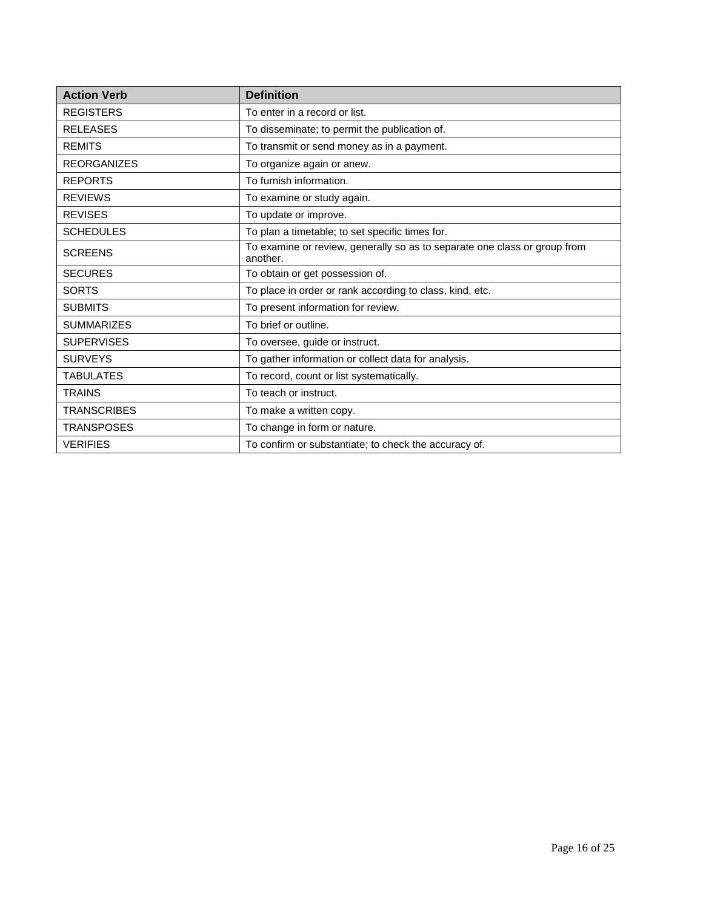| Action Verb | Definition |
|---|---|
| REGISTERS | To enter in a record or list. |
| RELEASES | To disseminate; to permit the publication of. |
| REMITS | To transmit or send money as in a payment. |
| REORGANIZES | To organize again or anew. |
| REPORTS | To furnish information. |
| REVIEWS | To examine or study again. |
| REVISES | To update or improve. |
| SCHEDULES | To plan a timetable; to set specific times for. |
| SCREENS | To examine or review, generally so as to separate one class or group from another. |
| SECURES | To obtain or get possession of. |
| SORTS | To place in order or rank according to class, kind, etc. |
| SUBMITS | To present information for review. |
| SUMMARIZES | To brief or outline. |
| SUPERVISES | To oversee, guide or instruct. |
| SURVEYS | To gather information or collect data for analysis. |
| TABULATES | To record, count or list systematically. |
| TRAINS | To teach or instruct. |
| TRANSCRIBES | To make a written copy. |
| TRANSPOSES | To change in form or nature. |
| VERIFIES | To confirm or substantiate; to check the accuracy of. |